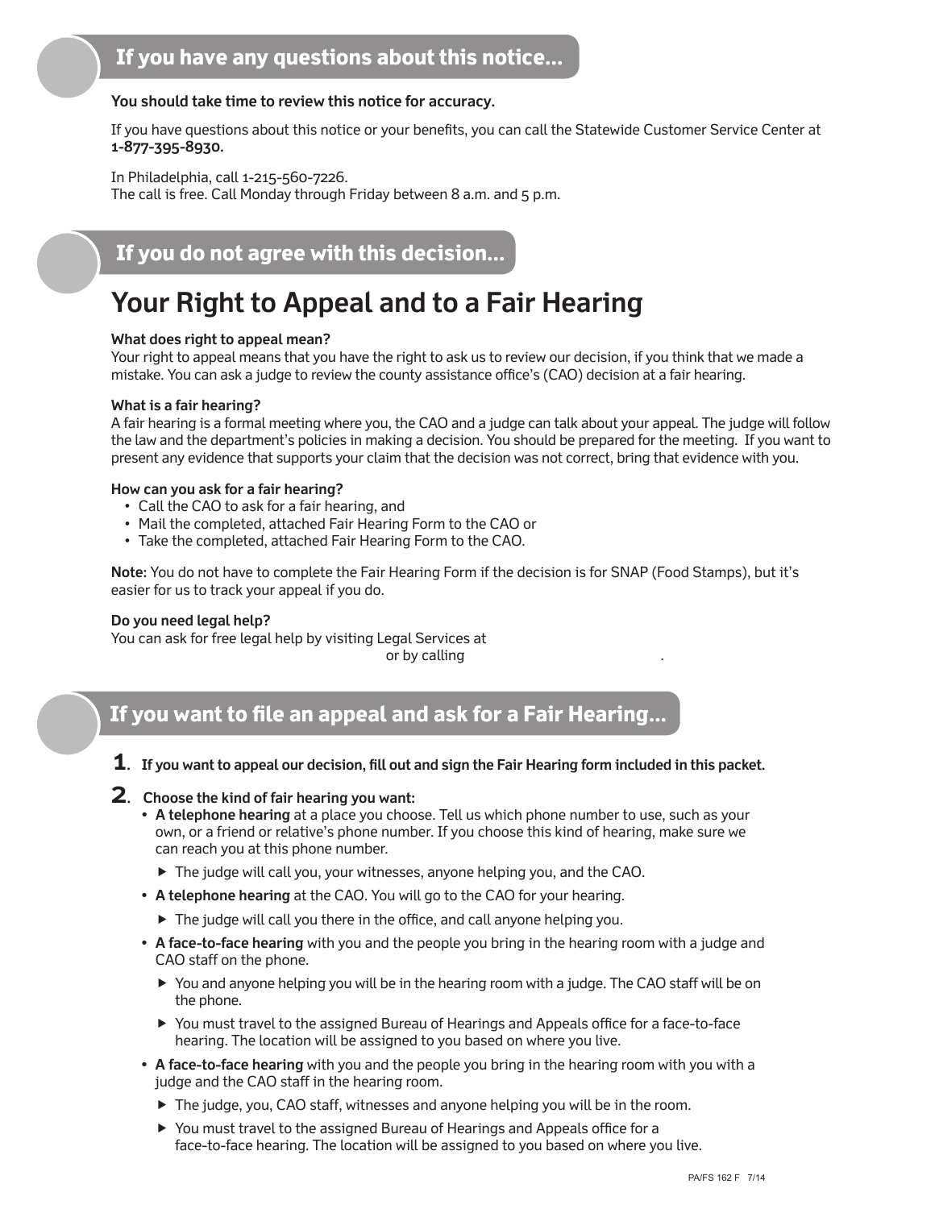## If you have any questions about this notice...

**You should take time to review this notice for accuracy.**

If you have questions about this notice or your benefits, you can call the Statewide Customer Service Center at **1-877-395-8930.**

In Philadelphia, call 1-215-560-7226.
The call is free. Call Monday through Friday between 8 a.m. and 5 p.m.

## If you do not agree with this decision...

# Your Right to Appeal and to a Fair Hearing

**What does right to appeal mean?**
Your right to appeal means that you have the right to ask us to review our decision, if you think that we made a mistake. You can ask a judge to review the county assistance office's (CAO) decision at a fair hearing.

**What is a fair hearing?**
A fair hearing is a formal meeting where you, the CAO and a judge can talk about your appeal. The judge will follow the law and the department's policies in making a decision. You should be prepared for the meeting. If you want to present any evidence that supports your claim that the decision was not correct, bring that evidence with you.

**How can you ask for a fair hearing?**

- Call the CAO to ask for a fair hearing, and
- Mail the completed, attached Fair Hearing Form to the CAO or
- Take the completed, attached Fair Hearing Form to the CAO.

**Note:** You do not have to complete the Fair Hearing Form if the decision is for SNAP (Food Stamps), but it's easier for us to track your appeal if you do.

**Do you need legal help?**
You can ask for free legal help by visiting Legal Services at
or by calling .

## If you want to file an appeal and ask for a Fair Hearing...

**1. If you want to appeal our decision, fill out and sign the Fair Hearing form included in this packet.**

**2. Choose the kind of fair hearing you want:**

- **A telephone hearing** at a place you choose. Tell us which phone number to use, such as your own, or a friend or relative's phone number. If you choose this kind of hearing, make sure we can reach you at this phone number.
  - The judge will call you, your witnesses, anyone helping you, and the CAO.
- **A telephone hearing** at the CAO. You will go to the CAO for your hearing.
  - The judge will call you there in the office, and call anyone helping you.
- **A face-to-face hearing** with you and the people you bring in the hearing room with a judge and CAO staff on the phone.
  - You and anyone helping you will be in the hearing room with a judge. The CAO staff will be on the phone.
  - You must travel to the assigned Bureau of Hearings and Appeals office for a face-to-face hearing. The location will be assigned to you based on where you live.
- **A face-to-face hearing** with you and the people you bring in the hearing room with you with a judge and the CAO staff in the hearing room.
  - The judge, you, CAO staff, witnesses and anyone helping you will be in the room.
  - You must travel to the assigned Bureau of Hearings and Appeals office for a face-to-face hearing. The location will be assigned to you based on where you live.

PA/FS 162 F 7/14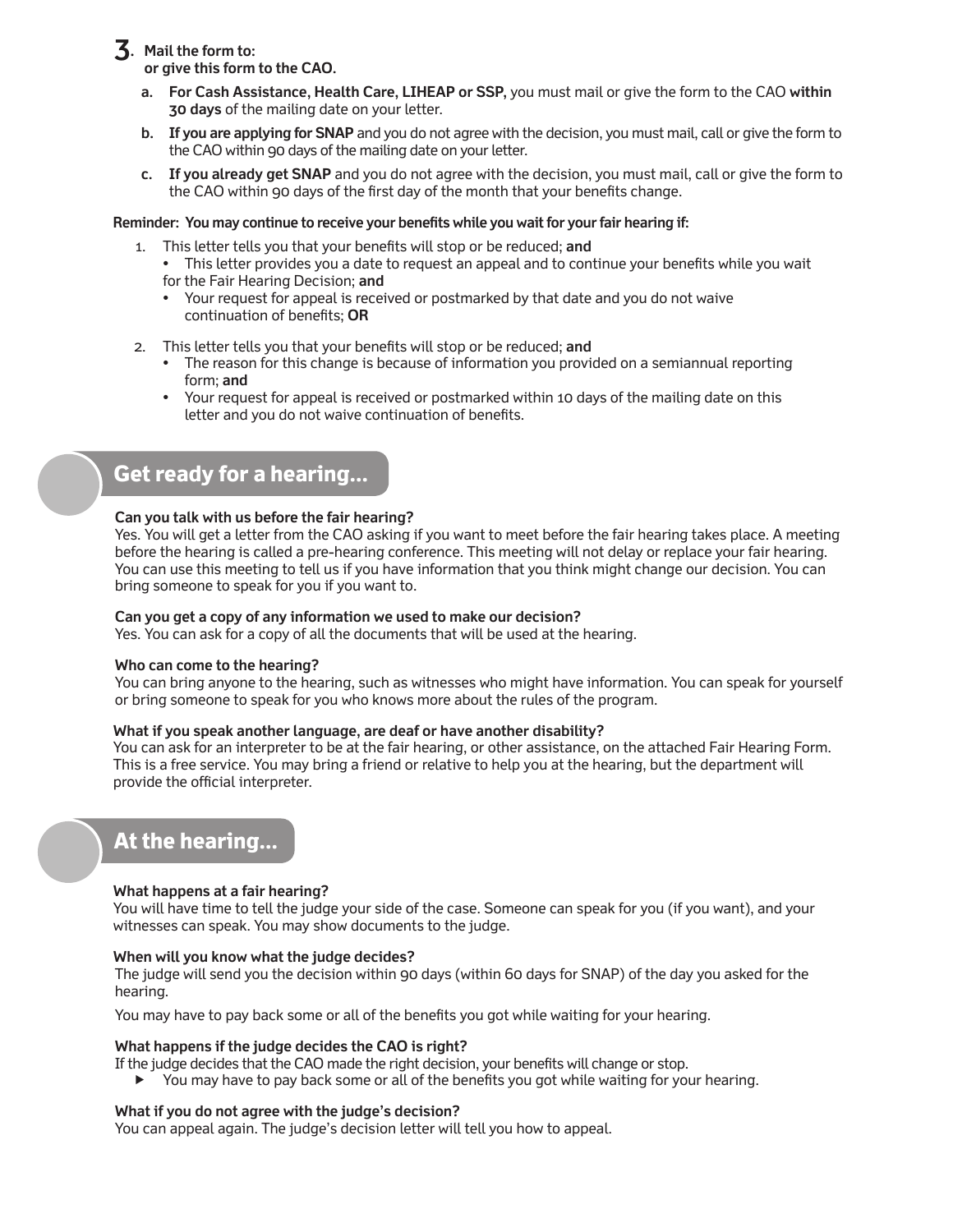## 3. Mail the form to: or give this form to the CAO.

a. **For Cash Assistance, Health Care, LIHEAP or SSP,** you must mail or give the form to the CAO **within 30 days** of the mailing date on your letter.

b. **If you are applying for SNAP** and you do not agree with the decision, you must mail, call or give the form to the CAO within 90 days of the mailing date on your letter.

c. **If you already get SNAP** and you do not agree with the decision, you must mail, call or give the form to the CAO within 90 days of the first day of the month that your benefits change.

**Reminder: You may continue to receive your benefits while you wait for your fair hearing if:**

1. This letter tells you that your benefits will stop or be reduced; **and**
   - This letter provides you a date to request an appeal and to continue your benefits while you wait for the Fair Hearing Decision; **and**
   - Your request for appeal is received or postmarked by that date and you do not waive continuation of benefits; **OR**

2. This letter tells you that your benefits will stop or be reduced; **and**
   - The reason for this change is because of information you provided on a semiannual reporting form; **and**
   - Your request for appeal is received or postmarked within 10 days of the mailing date on this letter and you do not waive continuation of benefits.

## Get ready for a hearing...

**Can you talk with us before the fair hearing?**
Yes. You will get a letter from the CAO asking if you want to meet before the fair hearing takes place. A meeting before the hearing is called a pre-hearing conference. This meeting will not delay or replace your fair hearing. You can use this meeting to tell us if you have information that you think might change our decision. You can bring someone to speak for you if you want to.

**Can you get a copy of any information we used to make our decision?**
Yes. You can ask for a copy of all the documents that will be used at the hearing.

**Who can come to the hearing?**
You can bring anyone to the hearing, such as witnesses who might have information. You can speak for yourself or bring someone to speak for you who knows more about the rules of the program.

**What if you speak another language, are deaf or have another disability?**
You can ask for an interpreter to be at the fair hearing, or other assistance, on the attached Fair Hearing Form. This is a free service. You may bring a friend or relative to help you at the hearing, but the department will provide the official interpreter.

## At the hearing...

**What happens at a fair hearing?**
You will have time to tell the judge your side of the case. Someone can speak for you (if you want), and your witnesses can speak. You may show documents to the judge.

**When will you know what the judge decides?**
The judge will send you the decision within 90 days (within 60 days for SNAP) of the day you asked for the hearing.

You may have to pay back some or all of the benefits you got while waiting for your hearing.

**What happens if the judge decides the CAO is right?**
If the judge decides that the CAO made the right decision, your benefits will change or stop.

- You may have to pay back some or all of the benefits you got while waiting for your hearing.

**What if you do not agree with the judge's decision?**
You can appeal again. The judge's decision letter will tell you how to appeal.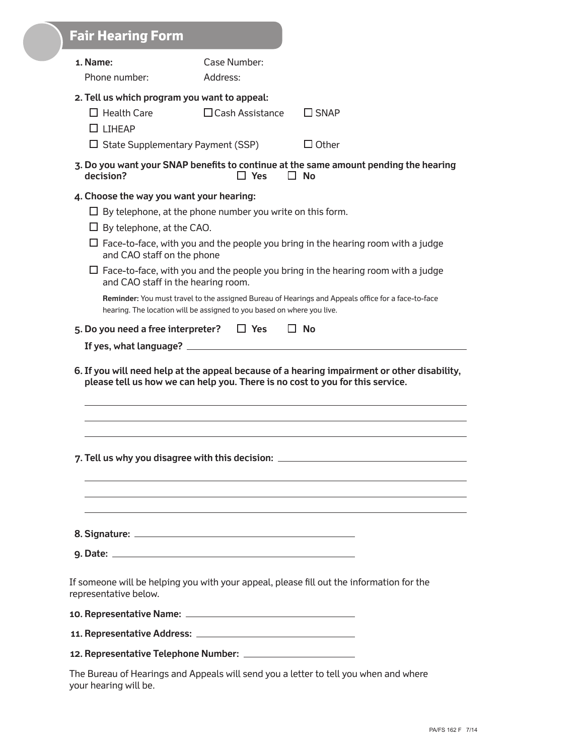## Fair Hearing Form

1. **Name:** Case Number:

   Phone number: Address:

2. **Tell us which program you want to appeal:**

   ☐ Health Care ☐ Cash Assistance ☐ SNAP

   ☐ LIHEAP

   ☐ State Supplementary Payment (SSP) ☐ Other

3. **Do you want your SNAP benefits to continue at the same amount pending the hearing decision?** ☐ **Yes** ☐ **No**

4. **Choose the way you want your hearing:**

   ☐ By telephone, at the phone number you write on this form.

   ☐ By telephone, at the CAO.

   ☐ Face-to-face, with you and the people you bring in the hearing room with a judge and CAO staff on the phone

   ☐ Face-to-face, with you and the people you bring in the hearing room with a judge and CAO staff in the hearing room.

   **Reminder:** You must travel to the assigned Bureau of Hearings and Appeals office for a face-to-face hearing. The location will be assigned to you based on where you live.

5. **Do you need a free interpreter?** ☐ **Yes** ☐ **No**

   **If yes, what language?** ______________________________

6. **If you will need help at the appeal because of a hearing impairment or other disability, please tell us how we can help you. There is no cost to you for this service.**

   ______________________________

   ______________________________

   ______________________________

7. **Tell us why you disagree with this decision:** ______________________________

   ______________________________

   ______________________________

   ______________________________

8. **Signature:** ______________________________

9. **Date:** ______________________________

If someone will be helping you with your appeal, please fill out the information for the representative below.

10. **Representative Name:** ______________________________

11. **Representative Address:** ______________________________

12. **Representative Telephone Number:** ______________________________

The Bureau of Hearings and Appeals will send you a letter to tell you when and where your hearing will be.

PA/FS 162 F 7/14